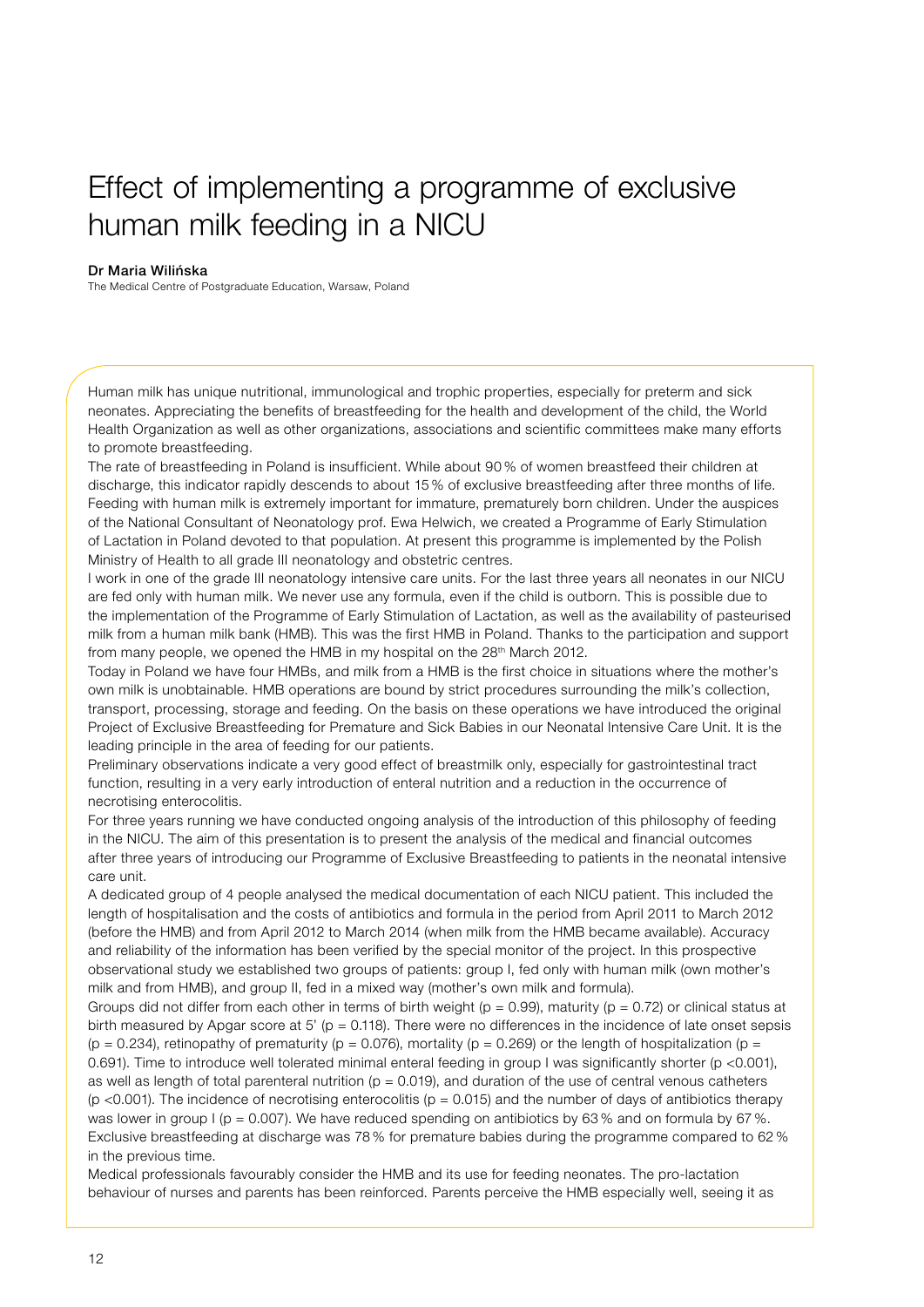# Effect of implementing a programme of exclusive human milk feeding in a NICU

**Dr Maria Wilińska**

The Medical Centre of Postgraduate Education, Warsaw, Poland

Human milk has unique nutritional, immunological and trophic properties, especially for preterm and sick neonates. Appreciating the benefits of breastfeeding for the health and development of the child, the World Health Organization as well as other organizations, associations and scientific committees make many efforts to promote breastfeeding.

The rate of breastfeeding in Poland is insufficient. While about 90 % of women breastfeed their children at discharge, this indicator rapidly descends to about 15 % of exclusive breastfeeding after three months of life. Feeding with human milk is extremely important for immature, prematurely born children. Under the auspices of the National Consultant of Neonatology prof. Ewa Helwich, we created a Programme of Early Stimulation of Lactation in Poland devoted to that population. At present this programme is implemented by the Polish Ministry of Health to all grade III neonatology and obstetric centres.

I work in one of the grade III neonatology intensive care units. For the last three years all neonates in our NICU are fed only with human milk. We never use any formula, even if the child is outborn. This is possible due to the implementation of the Programme of Early Stimulation of Lactation, as well as the availability of pasteurised milk from a human milk bank (HMB). This was the first HMB in Poland. Thanks to the participation and support from many people, we opened the HMB in my hospital on the 28th March 2012.

Today in Poland we have four HMBs, and milk from a HMB is the first choice in situations where the mother's own milk is unobtainable. HMB operations are bound by strict procedures surrounding the milk's collection, transport, processing, storage and feeding. On the basis on these operations we have introduced the original Project of Exclusive Breastfeeding for Premature and Sick Babies in our Neonatal Intensive Care Unit. It is the leading principle in the area of feeding for our patients.

Preliminary observations indicate a very good effect of breastmilk only, especially for gastrointestinal tract function, resulting in a very early introduction of enteral nutrition and a reduction in the occurrence of necrotising enterocolitis.

For three years running we have conducted ongoing analysis of the introduction of this philosophy of feeding in the NICU. The aim of this presentation is to present the analysis of the medical and financial outcomes after three years of introducing our Programme of Exclusive Breastfeeding to patients in the neonatal intensive care unit.

A dedicated group of 4 people analysed the medical documentation of each NICU patient. This included the length of hospitalisation and the costs of antibiotics and formula in the period from April 2011 to March 2012 (before the HMB) and from April 2012 to March 2014 (when milk from the HMB became available). Accuracy and reliability of the information has been verified by the special monitor of the project. In this prospective observational study we established two groups of patients: group I, fed only with human milk (own mother's milk and from HMB), and group II, fed in a mixed way (mother's own milk and formula).

Groups did not differ from each other in terms of birth weight ($p = 0.99$), maturity ($p = 0.72$) or clinical status at birth measured by Apgar score at 5' ($p = 0.118$). There were no differences in the incidence of late onset sepsis ($p = 0.234$), retinopathy of prematurity ($p = 0.076$), mortality ($p = 0.269$) or the length of hospitalization ($p = 0.691$). Time to introduce well tolerated minimal enteral feeding in group I was significantly shorter ($p < 0.001$), as well as length of total parenteral nutrition ($p = 0.019$), and duration of the use of central venous catheters ($p < 0.001$). The incidence of necrotising enterocolitis ($p = 0.015$) and the number of days of antibiotics therapy was lower in group I ($p = 0.007$). We have reduced spending on antibiotics by 63 % and on formula by 67 %. Exclusive breastfeeding at discharge was 78 % for premature babies during the programme compared to 62 % in the previous time.

Medical professionals favourably consider the HMB and its use for feeding neonates. The pro-lactation behaviour of nurses and parents has been reinforced. Parents perceive the HMB especially well, seeing it as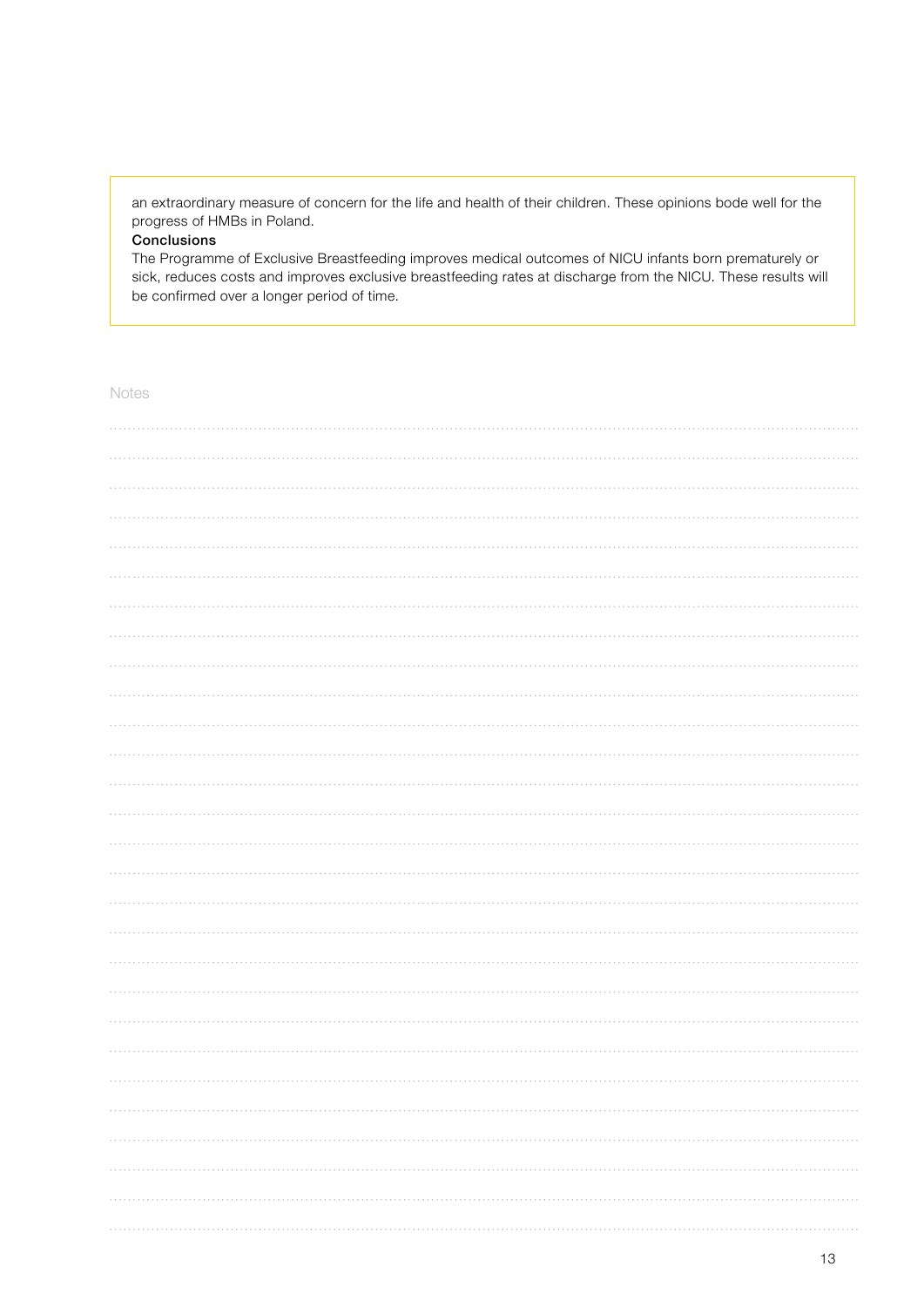an extraordinary measure of concern for the life and health of their children. These opinions bode well for the progress of HMBs in Poland.

**Conclusions**

The Programme of Exclusive Breastfeeding improves medical outcomes of NICU infants born prematurely or sick, reduces costs and improves exclusive breastfeeding rates at discharge from the NICU. These results will be confirmed over a longer period of time.

Notes